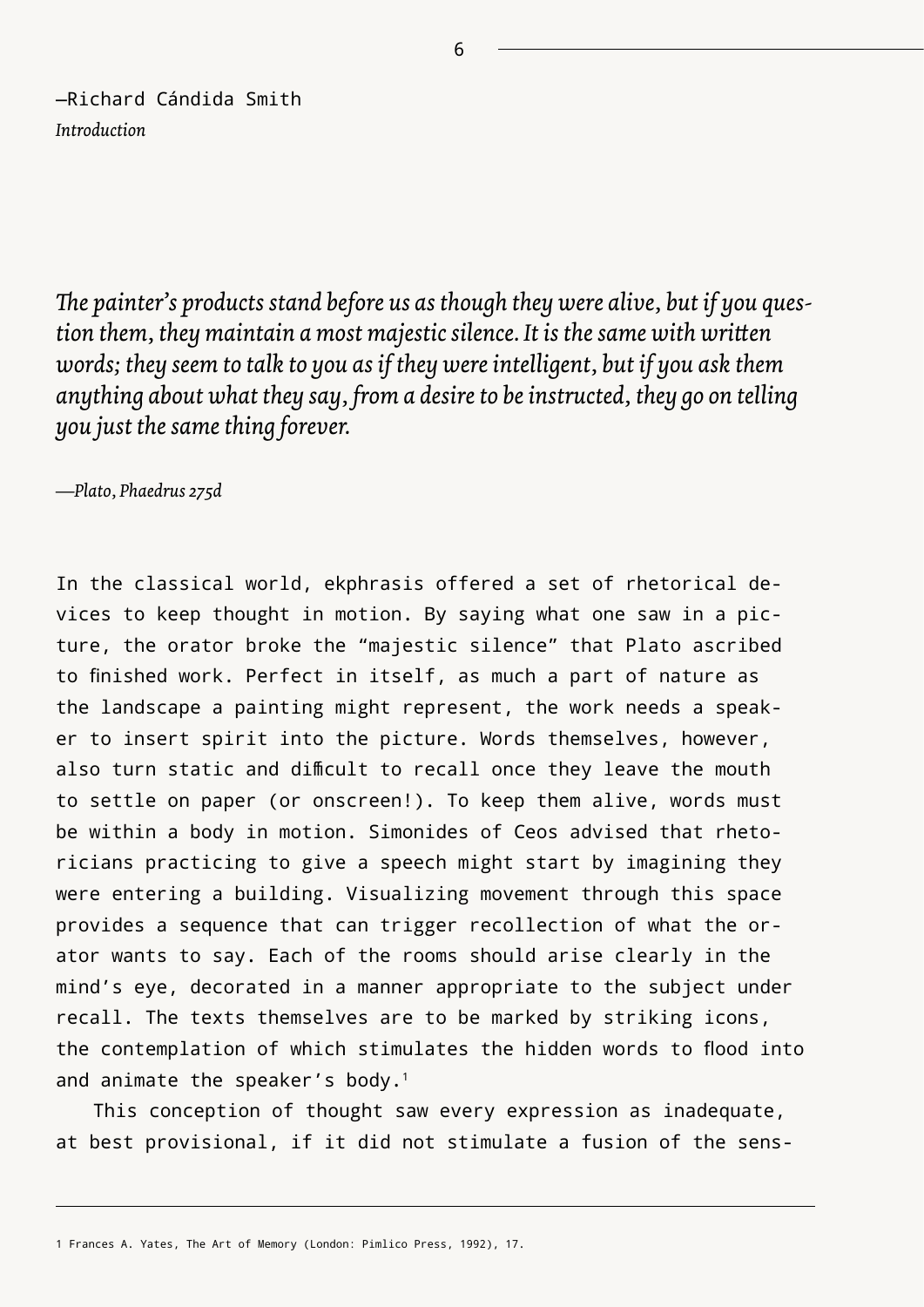—Richard Cándida Smith

*Introduction*

*The painter's products stand before us as though they were alive, but if you question them, they maintain a most majestic silence. It is the same with written words; they seem to talk to you as if they were intelligent, but if you ask them anything about what they say, from a desire to be instructed, they go on telling you just the same thing forever.*

*—Plato, Phaedrus 275d*

In the classical world, ekphrasis offered a set of rhetorical devices to keep thought in motion. By saying what one saw in a picture, the orator broke the "majestic silence" that Plato ascribed to finished work. Perfect in itself, as much a part of nature as the landscape a painting might represent, the work needs a speaker to insert spirit into the picture. Words themselves, however, also turn static and difficult to recall once they leave the mouth to settle on paper (or onscreen!). To keep them alive, words must be within a body in motion. Simonides of Ceos advised that rhetoricians practicing to give a speech might start by imagining they were entering a building. Visualizing movement through this space provides a sequence that can trigger recollection of what the orator wants to say. Each of the rooms should arise clearly in the mind's eye, decorated in a manner appropriate to the subject under recall. The texts themselves are to be marked by striking icons, the contemplation of which stimulates the hidden words to flood into and animate the speaker's body.[1]

This conception of thought saw every expression as inadequate, at best provisional, if it did not stimulate a fusion of the sens-

1 Frances A. Yates, The Art of Memory (London: Pimlico Press, 1992), 17.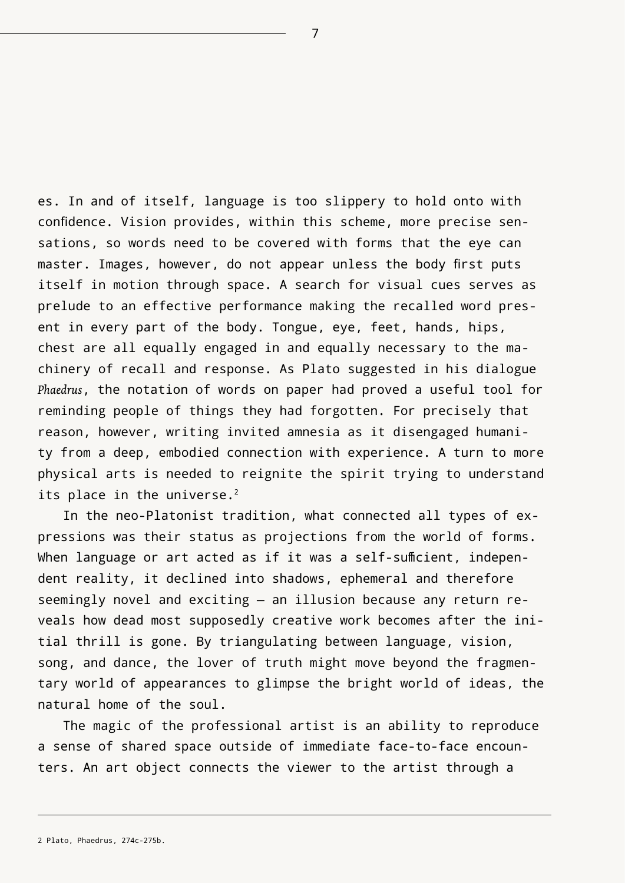es. In and of itself, language is too slippery to hold onto with confidence. Vision provides, within this scheme, more precise sensations, so words need to be covered with forms that the eye can master. Images, however, do not appear unless the body first puts itself in motion through space. A search for visual cues serves as prelude to an effective performance making the recalled word present in every part of the body. Tongue, eye, feet, hands, hips, chest are all equally engaged in and equally necessary to the machinery of recall and response. As Plato suggested in his dialogue *Phaedrus*, the notation of words on paper had proved a useful tool for reminding people of things they had forgotten. For precisely that reason, however, writing invited amnesia as it disengaged humanity from a deep, embodied connection with experience. A turn to more physical arts is needed to reignite the spirit trying to understand its place in the universe.[2]

In the neo-Platonist tradition, what connected all types of expressions was their status as projections from the world of forms. When language or art acted as if it was a self-sufficient, independent reality, it declined into shadows, ephemeral and therefore seemingly novel and exciting — an illusion because any return reveals how dead most supposedly creative work becomes after the initial thrill is gone. By triangulating between language, vision, song, and dance, the lover of truth might move beyond the fragmentary world of appearances to glimpse the bright world of ideas, the natural home of the soul.

The magic of the professional artist is an ability to reproduce a sense of shared space outside of immediate face-to-face encounters. An art object connects the viewer to the artist through a

2 Plato, Phaedrus, 274c-275b.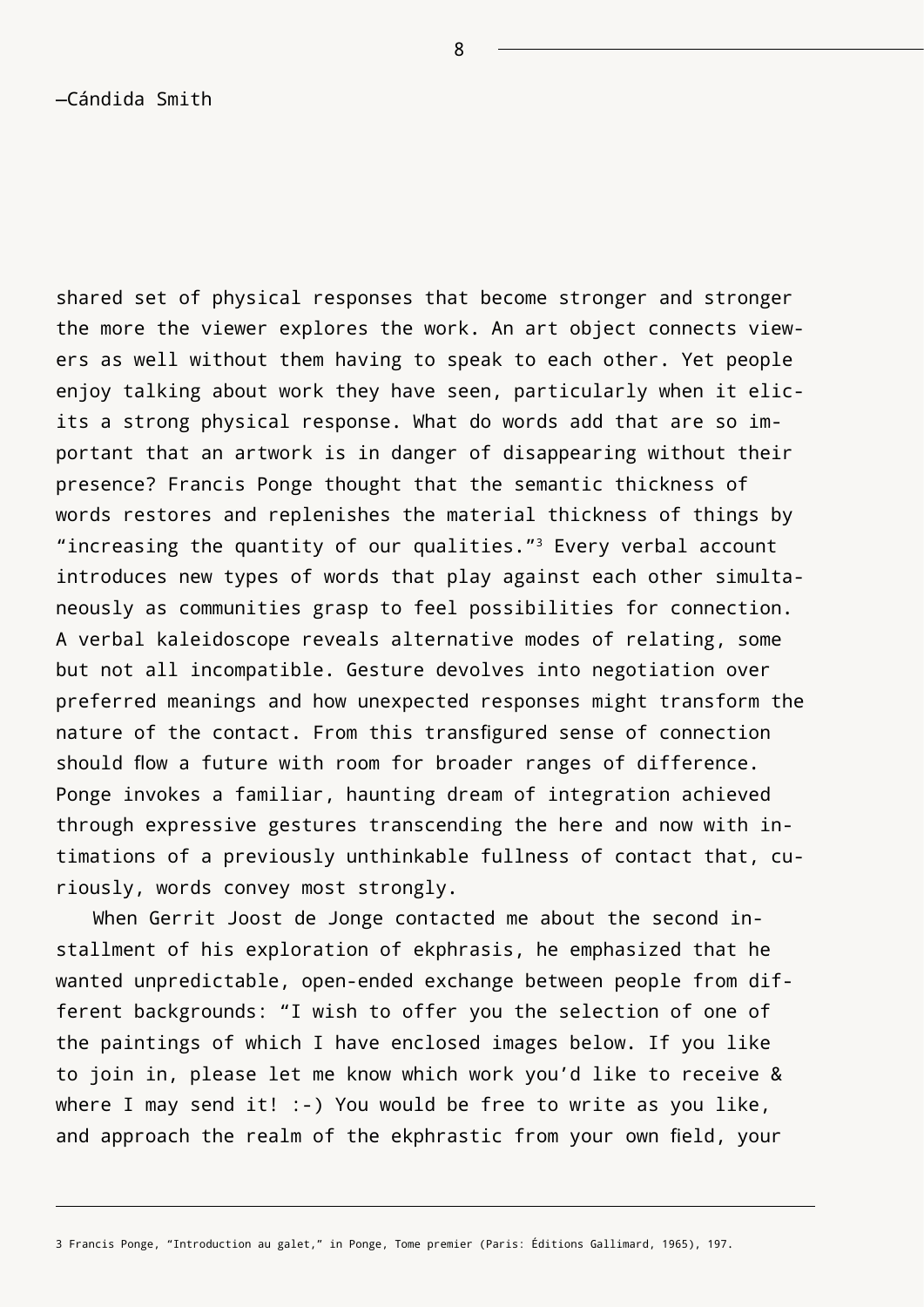shared set of physical responses that become stronger and stronger the more the viewer explores the work. An art object connects viewers as well without them having to speak to each other. Yet people enjoy talking about work they have seen, particularly when it elicits a strong physical response. What do words add that are so important that an artwork is in danger of disappearing without their presence? Francis Ponge thought that the semantic thickness of words restores and replenishes the material thickness of things by "increasing the quantity of our qualities."[3] Every verbal account introduces new types of words that play against each other simultaneously as communities grasp to feel possibilities for connection. A verbal kaleidoscope reveals alternative modes of relating, some but not all incompatible. Gesture devolves into negotiation over preferred meanings and how unexpected responses might transform the nature of the contact. From this transfigured sense of connection should flow a future with room for broader ranges of difference. Ponge invokes a familiar, haunting dream of integration achieved through expressive gestures transcending the here and now with intimations of a previously unthinkable fullness of contact that, curiously, words convey most strongly.

When Gerrit Joost de Jonge contacted me about the second installment of his exploration of ekphrasis, he emphasized that he wanted unpredictable, open-ended exchange between people from different backgrounds: "I wish to offer you the selection of one of the paintings of which I have enclosed images below. If you like to join in, please let me know which work you'd like to receive & where I may send it! :-) You would be free to write as you like, and approach the realm of the ekphrastic from your own field, your

---

3 Francis Ponge, "Introduction au galet," in Ponge, Tome premier (Paris: Éditions Gallimard, 1965), 197.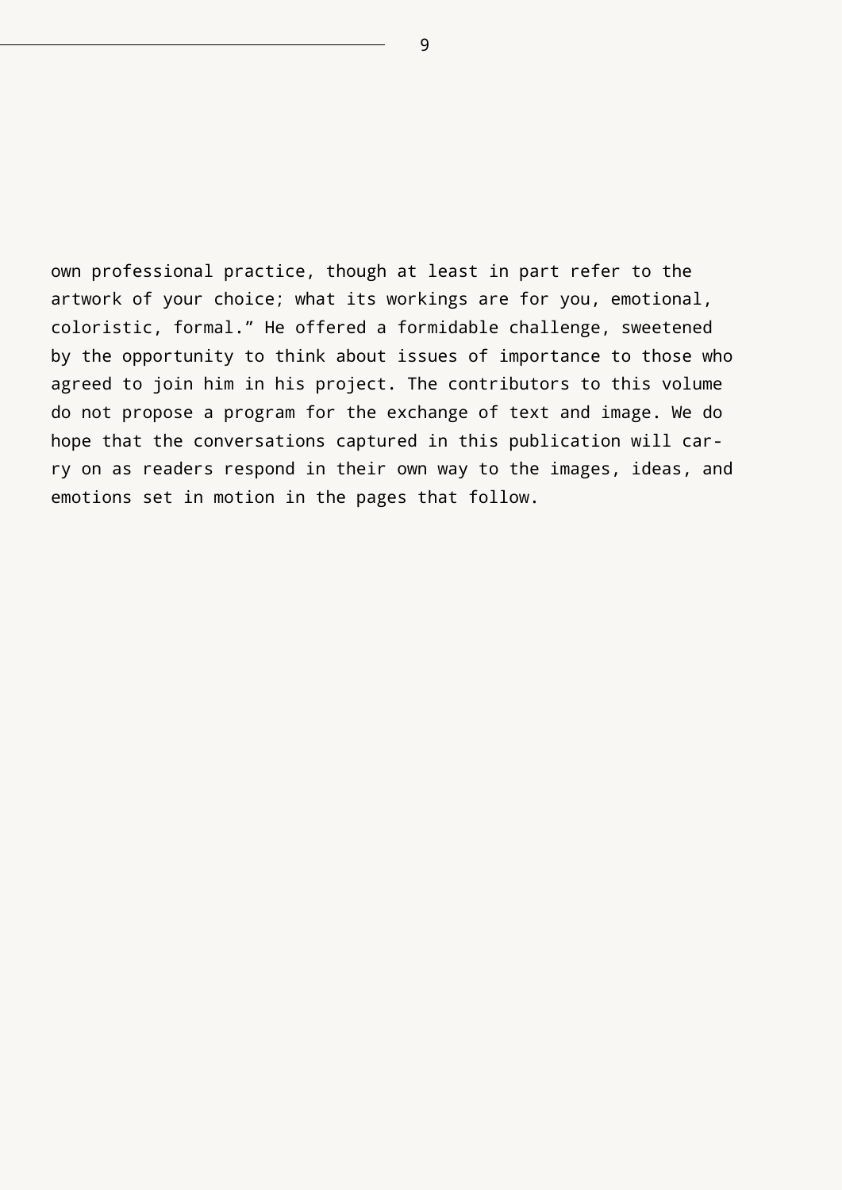own professional practice, though at least in part refer to the artwork of your choice; what its workings are for you, emotional, coloristic, formal.” He offered a formidable challenge, sweetened by the opportunity to think about issues of importance to those who agreed to join him in his project. The contributors to this volume do not propose a program for the exchange of text and image. We do hope that the conversations captured in this publication will carry on as readers respond in their own way to the images, ideas, and emotions set in motion in the pages that follow.